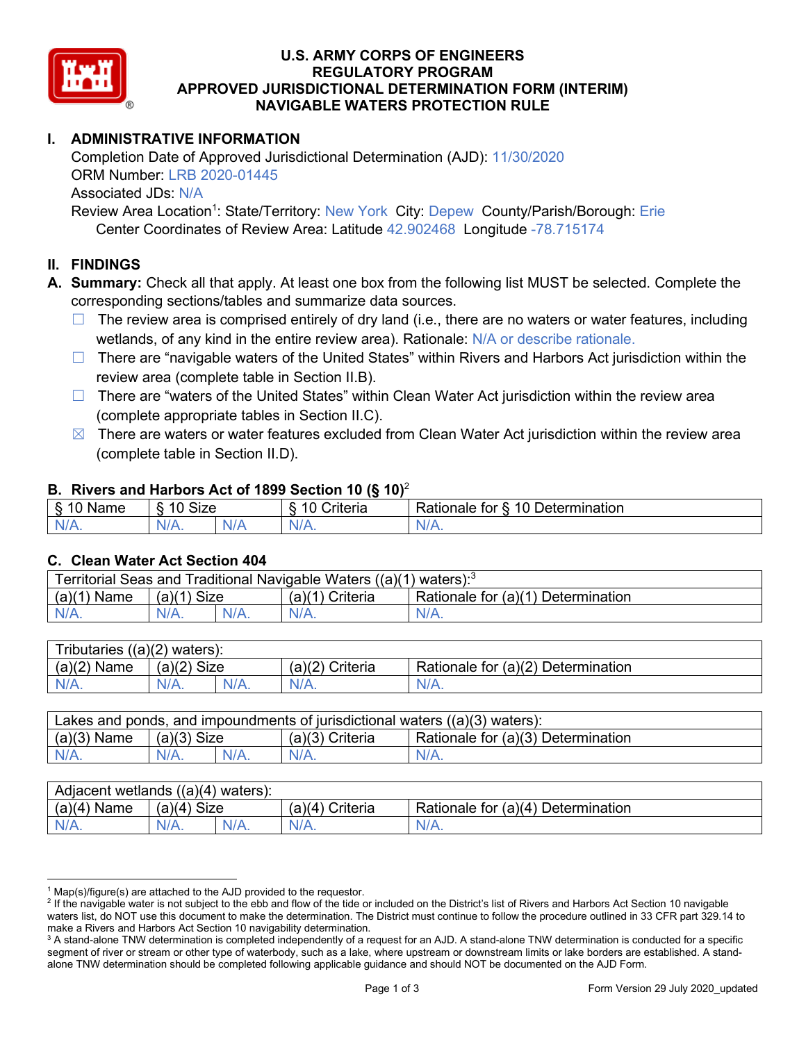# U.S. ARMY CORPS OF ENGINEERS
# REGULATORY PROGRAM
# APPROVED JURISDICTIONAL DETERMINATION FORM (INTERIM)
# NAVIGABLE WATERS PROTECTION RULE

## I. ADMINISTRATIVE INFORMATION

Completion Date of Approved Jurisdictional Determination (AJD): 11/30/2020
ORM Number: LRB 2020-01445
Associated JDs: N/A
Review Area Location[1]: State/Territory: New York City: Depew County/Parish/Borough: Erie
Center Coordinates of Review Area: Latitude 42.902468 Longitude -78.715174

## II. FINDINGS

**A. Summary:** Check all that apply. At least one box from the following list MUST be selected. Complete the corresponding sections/tables and summarize data sources.

- ☐ The review area is comprised entirely of dry land (i.e., there are no waters or water features, including wetlands, of any kind in the entire review area). Rationale: N/A or describe rationale.
- ☐ There are "navigable waters of the United States" within Rivers and Harbors Act jurisdiction within the review area (complete table in Section II.B).
- ☐ There are "waters of the United States" within Clean Water Act jurisdiction within the review area (complete appropriate tables in Section II.C).
- ☒ There are waters or water features excluded from Clean Water Act jurisdiction within the review area (complete table in Section II.D).

### B. Rivers and Harbors Act of 1899 Section 10 (§ 10)[2]

| § 10 Name | § 10 Size | | § 10 Criteria | Rationale for § 10 Determination |
|---|---|---|---|---|
| N/A. | N/A. | N/A | N/A. | N/A. |

### C. Clean Water Act Section 404

| Territorial Seas and Traditional Navigable Waters ((a)(1) waters):[3] | | | | |
|---|---|---|---|---|
| (a)(1) Name | (a)(1) Size | | (a)(1) Criteria | Rationale for (a)(1) Determination |
| N/A. | N/A. | N/A. | N/A. | N/A. |

| Tributaries ((a)(2) waters): | | | | |
|---|---|---|---|---|
| (a)(2) Name | (a)(2) Size | | (a)(2) Criteria | Rationale for (a)(2) Determination |
| N/A. | N/A. | N/A. | N/A. | N/A. |

| Lakes and ponds, and impoundments of jurisdictional waters ((a)(3) waters): | | | | |
|---|---|---|---|---|
| (a)(3) Name | (a)(3) Size | | (a)(3) Criteria | Rationale for (a)(3) Determination |
| N/A. | N/A. | N/A. | N/A. | N/A. |

| Adjacent wetlands ((a)(4) waters): | | | | |
|---|---|---|---|---|
| (a)(4) Name | (a)(4) Size | | (a)(4) Criteria | Rationale for (a)(4) Determination |
| N/A. | N/A. | N/A. | N/A. | N/A. |

[1] Map(s)/figure(s) are attached to the AJD provided to the requestor.
[2] If the navigable water is not subject to the ebb and flow of the tide or included on the District's list of Rivers and Harbors Act Section 10 navigable waters list, do NOT use this document to make the determination. The District must continue to follow the procedure outlined in 33 CFR part 329.14 to make a Rivers and Harbors Act Section 10 navigability determination.
[3] A stand-alone TNW determination is completed independently of a request for an AJD. A stand-alone TNW determination is conducted for a specific segment of river or stream or other type of waterbody, such as a lake, where upstream or downstream limits or lake borders are established. A stand-alone TNW determination should be completed following applicable guidance and should NOT be documented on the AJD Form.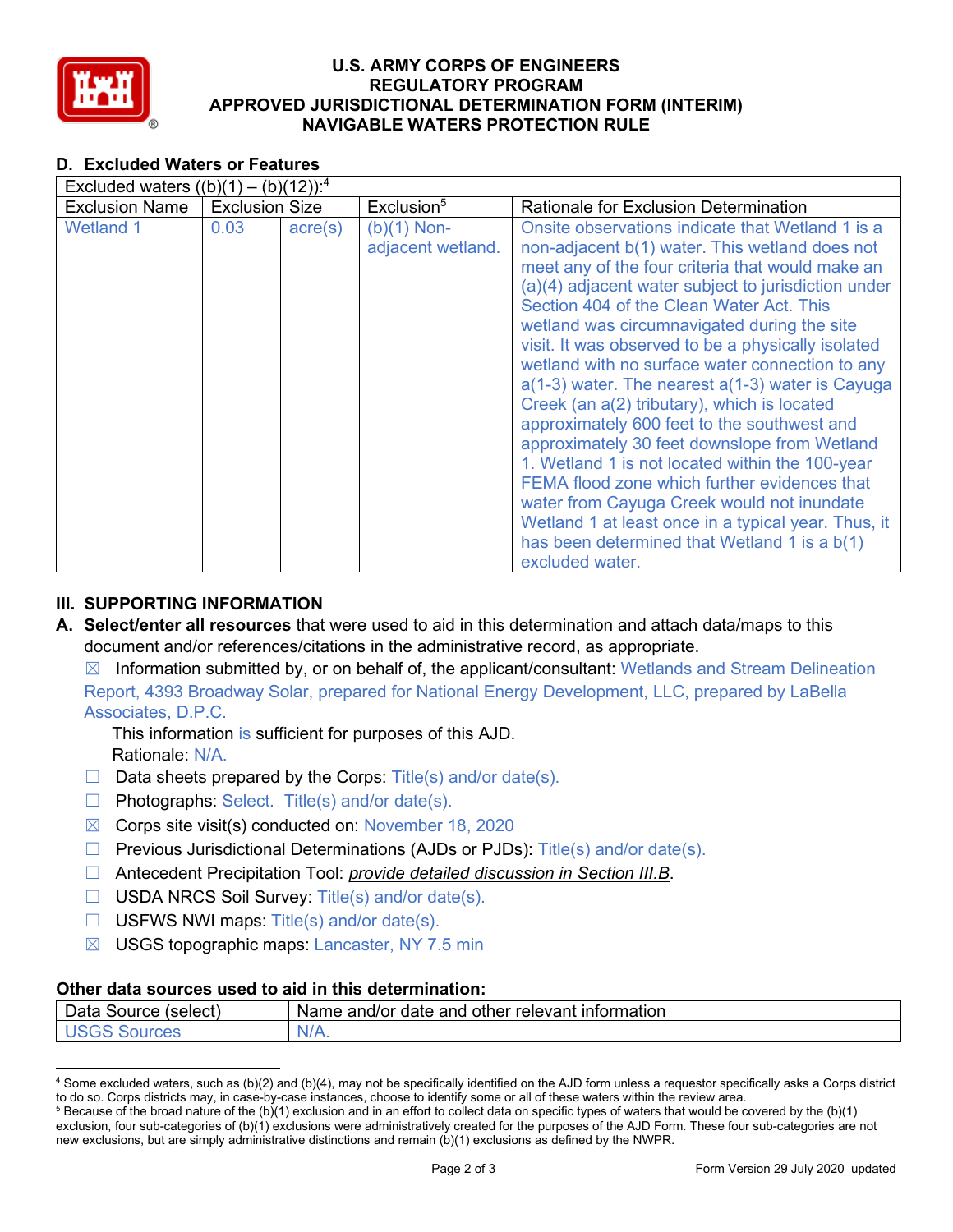**U.S. ARMY CORPS OF ENGINEERS**
**REGULATORY PROGRAM**
**APPROVED JURISDICTIONAL DETERMINATION FORM (INTERIM)**
**NAVIGABLE WATERS PROTECTION RULE**

## D. Excluded Waters or Features

| Excluded waters ((b)(1) – (b)(12)):[4] | | | | |
|---|---|---|---|---|
| Exclusion Name | Exclusion Size | | Exclusion[5] | Rationale for Exclusion Determination |
| Wetland 1 | 0.03 | acre(s) | (b)(1) Non-adjacent wetland. | Onsite observations indicate that Wetland 1 is a non-adjacent b(1) water. This wetland does not meet any of the four criteria that would make an (a)(4) adjacent water subject to jurisdiction under Section 404 of the Clean Water Act. This wetland was circumnavigated during the site visit. It was observed to be a physically isolated wetland with no surface water connection to any a(1-3) water. The nearest a(1-3) water is Cayuga Creek (an a(2) tributary), which is located approximately 600 feet to the southwest and approximately 30 feet downslope from Wetland 1. Wetland 1 is not located within the 100-year FEMA flood zone which further evidences that water from Cayuga Creek would not inundate Wetland 1 at least once in a typical year. Thus, it has been determined that Wetland 1 is a b(1) excluded water. |

## III. SUPPORTING INFORMATION

**A. Select/enter all resources** that were used to aid in this determination and attach data/maps to this document and/or references/citations in the administrative record, as appropriate.

☒ Information submitted by, or on behalf of, the applicant/consultant: Wetlands and Stream Delineation Report, 4393 Broadway Solar, prepared for National Energy Development, LLC, prepared by LaBella Associates, D.P.C.

This information is sufficient for purposes of this AJD.
Rationale: N/A.

☐ Data sheets prepared by the Corps: Title(s) and/or date(s).
☐ Photographs: Select. Title(s) and/or date(s).
☒ Corps site visit(s) conducted on: November 18, 2020
☐ Previous Jurisdictional Determinations (AJDs or PJDs): Title(s) and/or date(s).
☐ Antecedent Precipitation Tool: *provide detailed discussion in Section III.B*.
☐ USDA NRCS Soil Survey: Title(s) and/or date(s).
☐ USFWS NWI maps: Title(s) and/or date(s).
☒ USGS topographic maps: Lancaster, NY 7.5 min

### Other data sources used to aid in this determination:

| Data Source (select) | Name and/or date and other relevant information |
|---|---|
| USGS Sources | N/A. |

[4] Some excluded waters, such as (b)(2) and (b)(4), may not be specifically identified on the AJD form unless a requestor specifically asks a Corps district to do so. Corps districts may, in case-by-case instances, choose to identify some or all of these waters within the review area.
[5] Because of the broad nature of the (b)(1) exclusion and in an effort to collect data on specific types of waters that would be covered by the (b)(1) exclusion, four sub-categories of (b)(1) exclusions were administratively created for the purposes of the AJD Form. These four sub-categories are not new exclusions, but are simply administrative distinctions and remain (b)(1) exclusions as defined by the NWPR.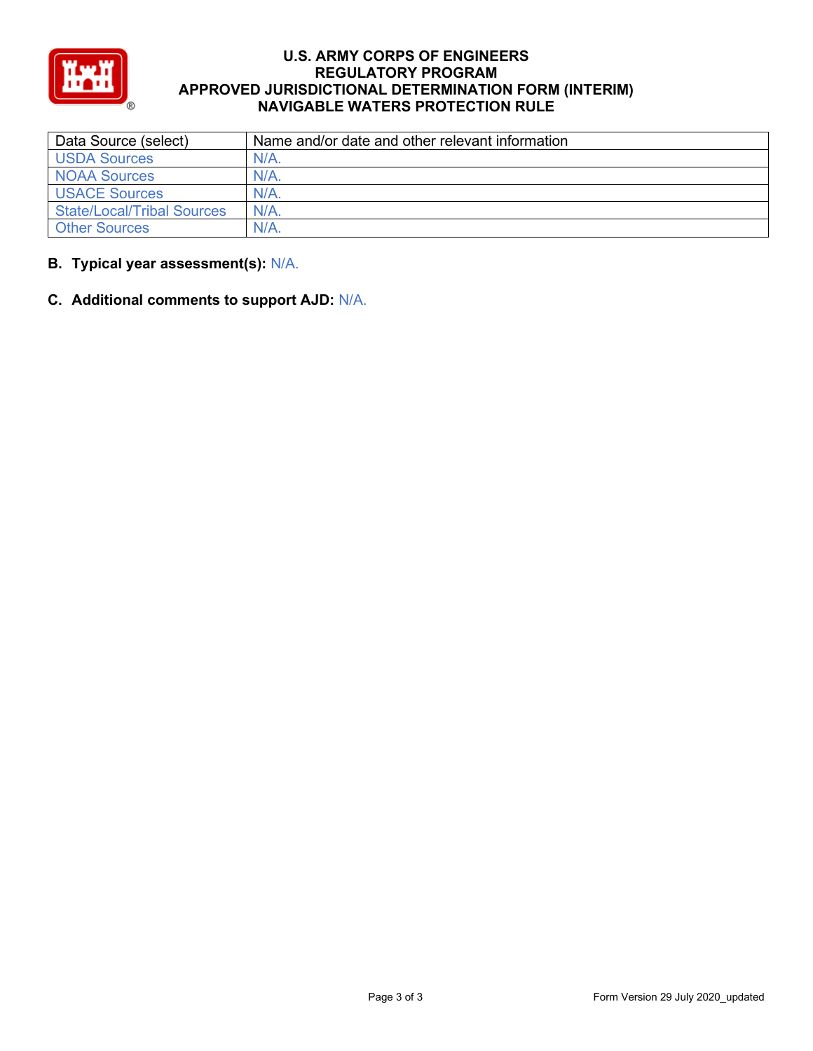| Data Source (select) | Name and/or date and other relevant information |
| --- | --- |
| USDA Sources | N/A. |
| NOAA Sources | N/A. |
| USACE Sources | N/A. |
| State/Local/Tribal Sources | N/A. |
| Other Sources | N/A. |

**B. Typical year assessment(s):** N/A.

**C. Additional comments to support AJD:** N/A.